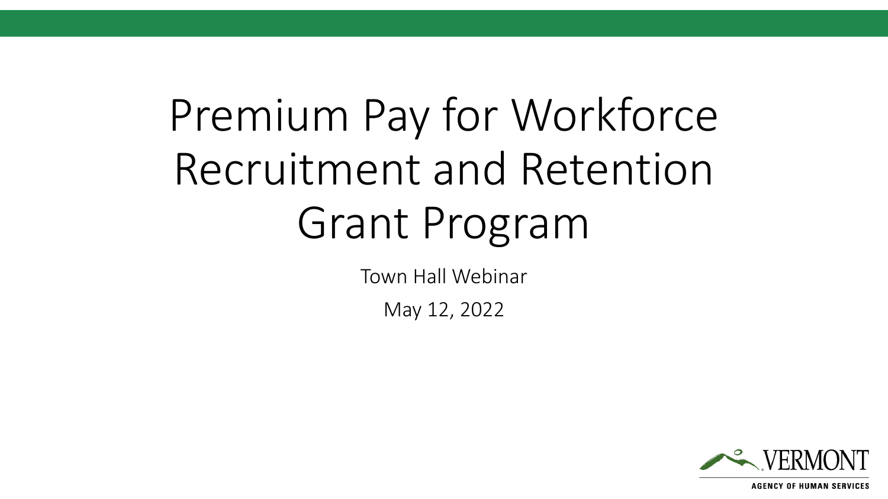# Premium Pay for Workforce Recruitment and Retention Grant Program

Town Hall Webinar

May 12, 2022

VERMONT

AGENCY OF HUMAN SERVICES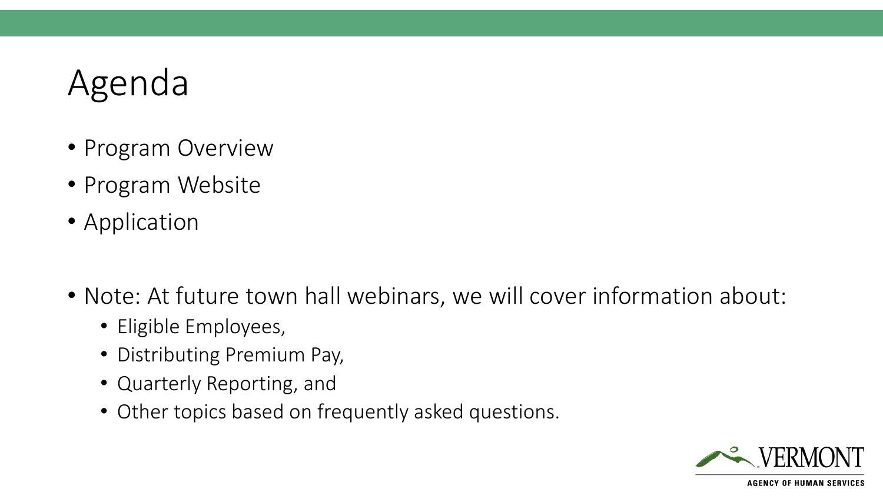# Agenda

- Program Overview
- Program Website
- Application

- Note: At future town hall webinars, we will cover information about:
  - Eligible Employees,
  - Distributing Premium Pay,
  - Quarterly Reporting, and
  - Other topics based on frequently asked questions.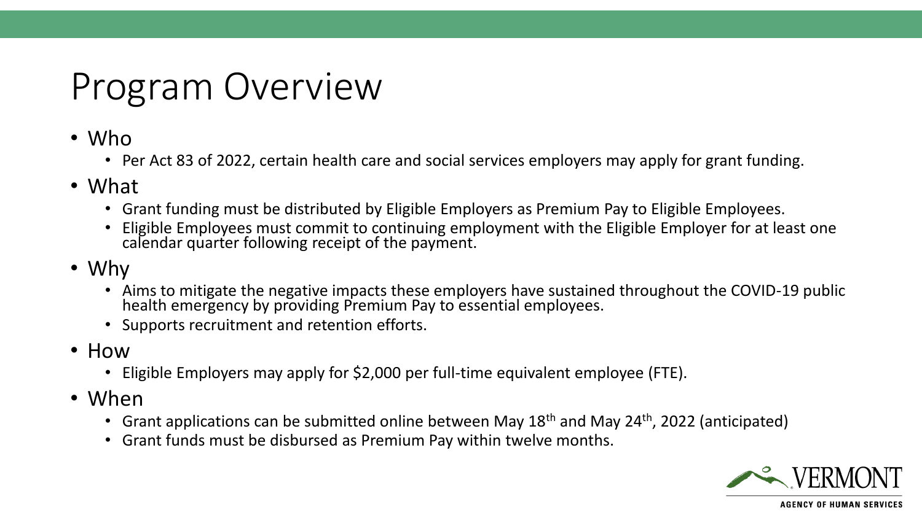# Program Overview

- Who
  - Per Act 83 of 2022, certain health care and social services employers may apply for grant funding.
- What
  - Grant funding must be distributed by Eligible Employers as Premium Pay to Eligible Employees.
  - Eligible Employees must commit to continuing employment with the Eligible Employer for at least one calendar quarter following receipt of the payment.
- Why
  - Aims to mitigate the negative impacts these employers have sustained throughout the COVID-19 public health emergency by providing Premium Pay to essential employees.
  - Supports recruitment and retention efforts.
- How
  - Eligible Employers may apply for $2,000 per full-time equivalent employee (FTE).
- When
  - Grant applications can be submitted online between May 18th and May 24th, 2022 (anticipated)
  - Grant funds must be disbursed as Premium Pay within twelve months.

VERMONT AGENCY OF HUMAN SERVICES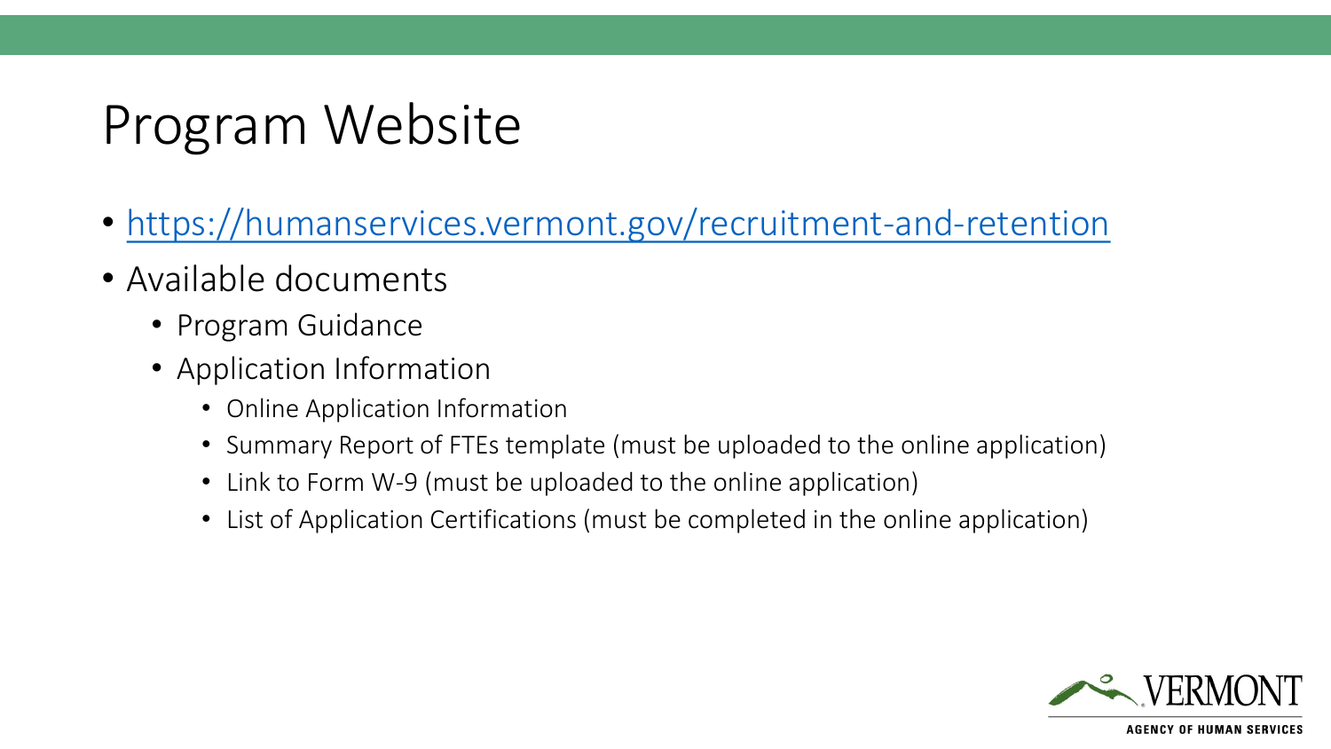# Program Website

- https://humanservices.vermont.gov/recruitment-and-retention
- Available documents
  - Program Guidance
  - Application Information
    - Online Application Information
    - Summary Report of FTEs template (must be uploaded to the online application)
    - Link to Form W-9 (must be uploaded to the online application)
    - List of Application Certifications (must be completed in the online application)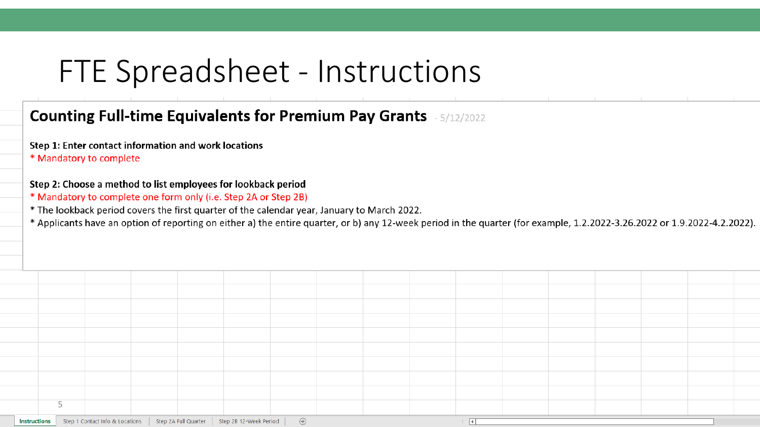# FTE Spreadsheet - Instructions

## Counting Full-time Equivalents for Premium Pay Grants - 5/12/2022

**Step 1: Enter contact information and work locations**

* Mandatory to complete

**Step 2: Choose a method to list employees for lookback period**

* Mandatory to complete one form only (i.e. Step 2A or Step 2B)
* The lookback period covers the first quarter of the calendar year, January to March 2022.
* Applicants have an option of reporting on either a) the entire quarter, or b) any 12-week period in the quarter (for example, 1.2.2022-3.26.2022 or 1.9.2022-4.2.2022).

Instructions | Step 1 Contact Info & Locations | Step 2A Full Quarter | Step 2B 12-Week Period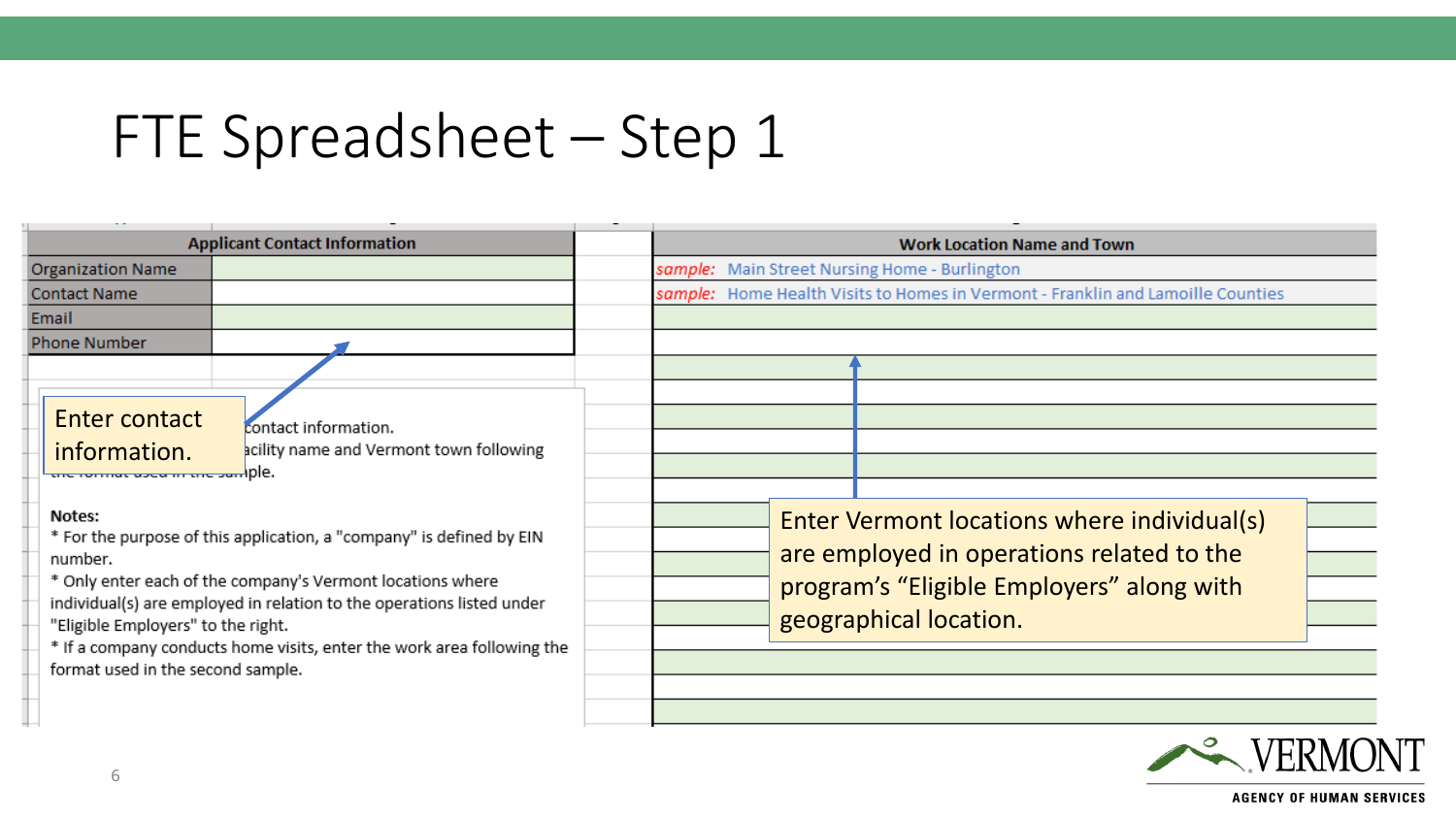# FTE Spreadsheet – Step 1

| Applicant Contact Information | |
|---|---|
| Organization Name | |
| Contact Name | |
| Email | |
| Phone Number | |

Enter contact information.

...contact information.
...acility name and Vermont town following the format used in the sample.

**Notes:**
* For the purpose of this application, a "company" is defined by EIN number.
* Only enter each of the company's Vermont locations where individual(s) are employed in relation to the operations listed under "Eligible Employers" to the right.
* If a company conducts home visits, enter the work area following the format used in the second sample.

| Work Location Name and Town |
|---|
| *sample:* Main Street Nursing Home - Burlington |
| *sample:* Home Health Visits to Homes in Vermont - Franklin and Lamoille Counties |
| |
| |
| |

Enter Vermont locations where individual(s) are employed in operations related to the program's "Eligible Employers" along with geographical location.

VERMONT
AGENCY OF HUMAN SERVICES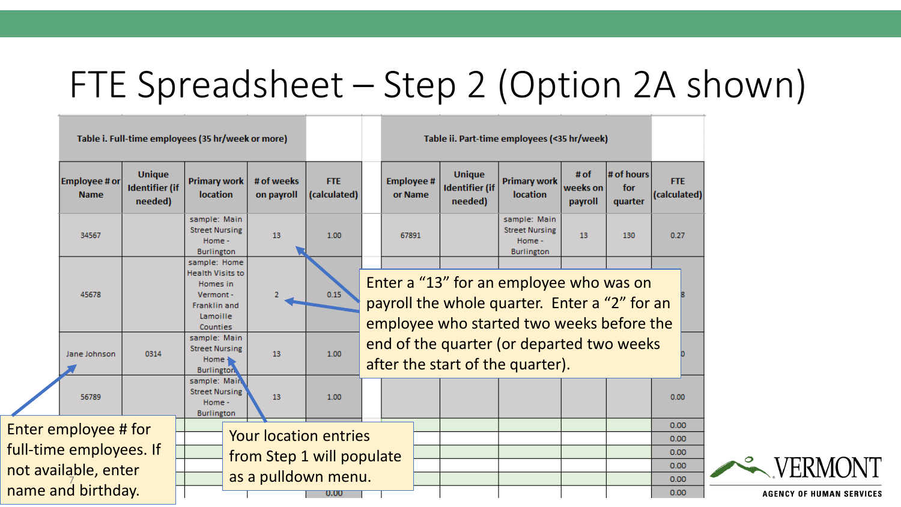# FTE Spreadsheet – Step 2 (Option 2A shown)

| Table i. Full-time employees (35 hr/week or more) | | | | |
|---|---|---|---|---|
| Employee # or Name | Unique Identifier (if needed) | Primary work location | # of weeks on payroll | FTE (calculated) |
| 34567 | | sample: Main Street Nursing Home - Burlington | 13 | 1.00 |
| 45678 | | sample: Home Health Visits to Homes in Vermont - Franklin and Lamoille Counties | 2 | 0.15 |
| Jane Johnson | 0314 | sample: Main Street Nursing Home - Burlington | 13 | 1.00 |
| 56789 | | sample: Main Street Nursing Home - Burlington | 13 | 1.00 |
| | | | | 0.00 |

| Table ii. Part-time employees (<35 hr/week) | | | | | |
|---|---|---|---|---|---|
| Employee # or Name | Unique Identifier (if needed) | Primary work location | # of weeks on payroll | # of hours for quarter | FTE (calculated) |
| 67891 | | sample: Main Street Nursing Home - Burlington | 13 | 130 | 0.27 |
| | | | | | 8 |
| | | | | | 0 |
| | | | | | 0.00 |
| | | | | | 0.00 |
| | | | | | 0.00 |
| | | | | | 0.00 |
| | | | | | 0.00 |
| | | | | | 0.00 |
| | | | | | 0.00 |

Enter a "13" for an employee who was on payroll the whole quarter. Enter a "2" for an employee who started two weeks before the end of the quarter (or departed two weeks after the start of the quarter).

Enter employee # for full-time employees. If not available, enter name and birthday.

Your location entries from Step 1 will populate as a pulldown menu.

VERMONT
AGENCY OF HUMAN SERVICES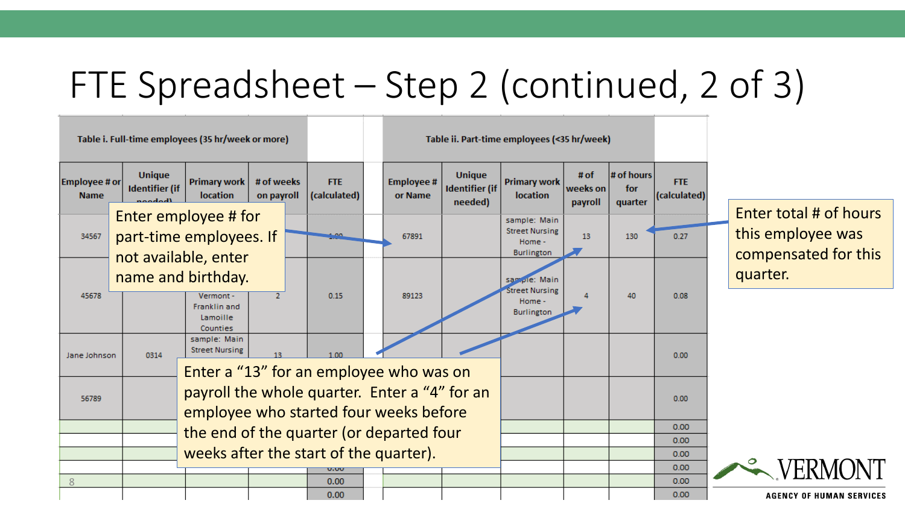# FTE Spreadsheet – Step 2 (continued, 2 of 3)

| Table i. Full-time employees (35 hr/week or more) | | | | | | Table ii. Part-time employees (<35 hr/week) | | | | | |
|---|---|---|---|---|---|---|---|---|---|---|---|
| Employee # or Name | Unique Identifier (if needed) | Primary work location | # of weeks on payroll | FTE (calculated) | | Employee # or Name | Unique Identifier (if needed) | Primary work location | # of weeks on payroll | # of hours for quarter | FTE (calculated) |
| 34567 | | | | 1.00 | | 67891 | | sample: Main Street Nursing Home - Burlington | 13 | 130 | 0.27 |
| 45678 | | Vermont - Franklin and Lamoille Counties | 2 | 0.15 | | 89123 | | sample: Main Street Nursing Home - Burlington | 4 | 40 | 0.08 |
| Jane Johnson | 0314 | sample: Main Street Nursing | 13 | 1.00 | | | | | | | 0.00 |
| 56789 | | | | | | | | | | | 0.00 |
| | | | | | | | | | | | 0.00 |
| | | | | | | | | | | | 0.00 |
| | | | | | | | | | | | 0.00 |
| | | | | 0.00 | | | | | | | 0.00 |
| | | | | 0.00 | | | | | | | 0.00 |
| | | | | 0.00 | | | | | | | 0.00 |

Enter employee # for part-time employees. If not available, enter name and birthday.

Enter a "13" for an employee who was on payroll the whole quarter. Enter a "4" for an employee who started four weeks before the end of the quarter (or departed four weeks after the start of the quarter).

Enter total # of hours this employee was compensated for this quarter.

VERMONT
AGENCY OF HUMAN SERVICES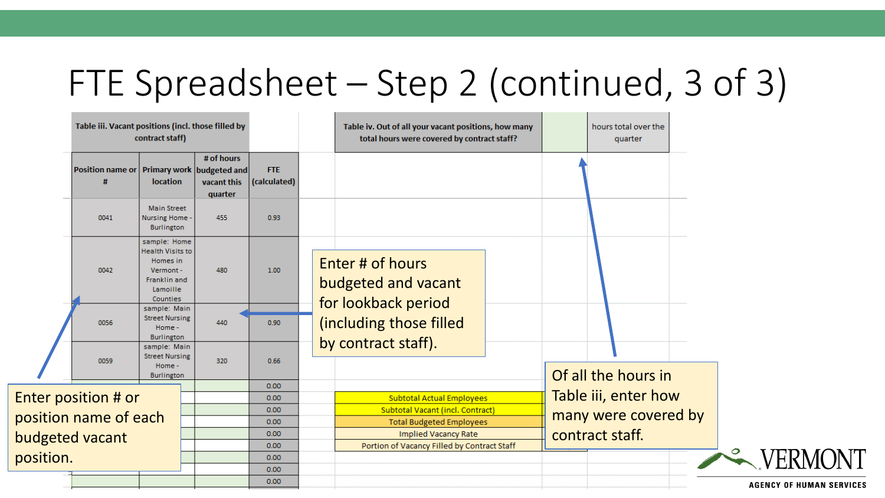# FTE Spreadsheet – Step 2 (continued, 3 of 3)

**Table iii. Vacant positions (incl. those filled by contract staff)**

| Position name or # | Primary work location | # of hours budgeted and vacant this quarter | FTE (calculated) |
|---|---|---|---|
| 0041 | Main Street Nursing Home - Burlington | 455 | 0.93 |
| 0042 | sample: Home Health Visits to Homes in Vermont - Franklin and Lamoille Counties | 480 | 1.00 |
| 0056 | sample: Main Street Nursing Home - Burlington | 440 | 0.90 |
| 0059 | sample: Main Street Nursing Home - Burlington | 320 | 0.66 |
| | | | 0.00 |
| | | | 0.00 |
| | | | 0.00 |
| | | | 0.00 |
| | | | 0.00 |
| | | | 0.00 |
| | | | 0.00 |
| | | | 0.00 |
| | | | 0.00 |

| Table iv. Out of all your vacant positions, how many total hours were covered by contract staff? | | hours total over the quarter |
|---|---|---|

| |
|---|
| Subtotal Actual Employees |
| Subtotal Vacant (incl. Contract) |
| Total Budgeted Employees |
| Implied Vacancy Rate |
| Portion of Vacancy Filled by Contract Staff |

Enter position # or position name of each budgeted vacant position.

Enter # of hours budgeted and vacant for lookback period (including those filled by contract staff).

Of all the hours in Table iii, enter how many were covered by contract staff.

VERMONT
AGENCY OF HUMAN SERVICES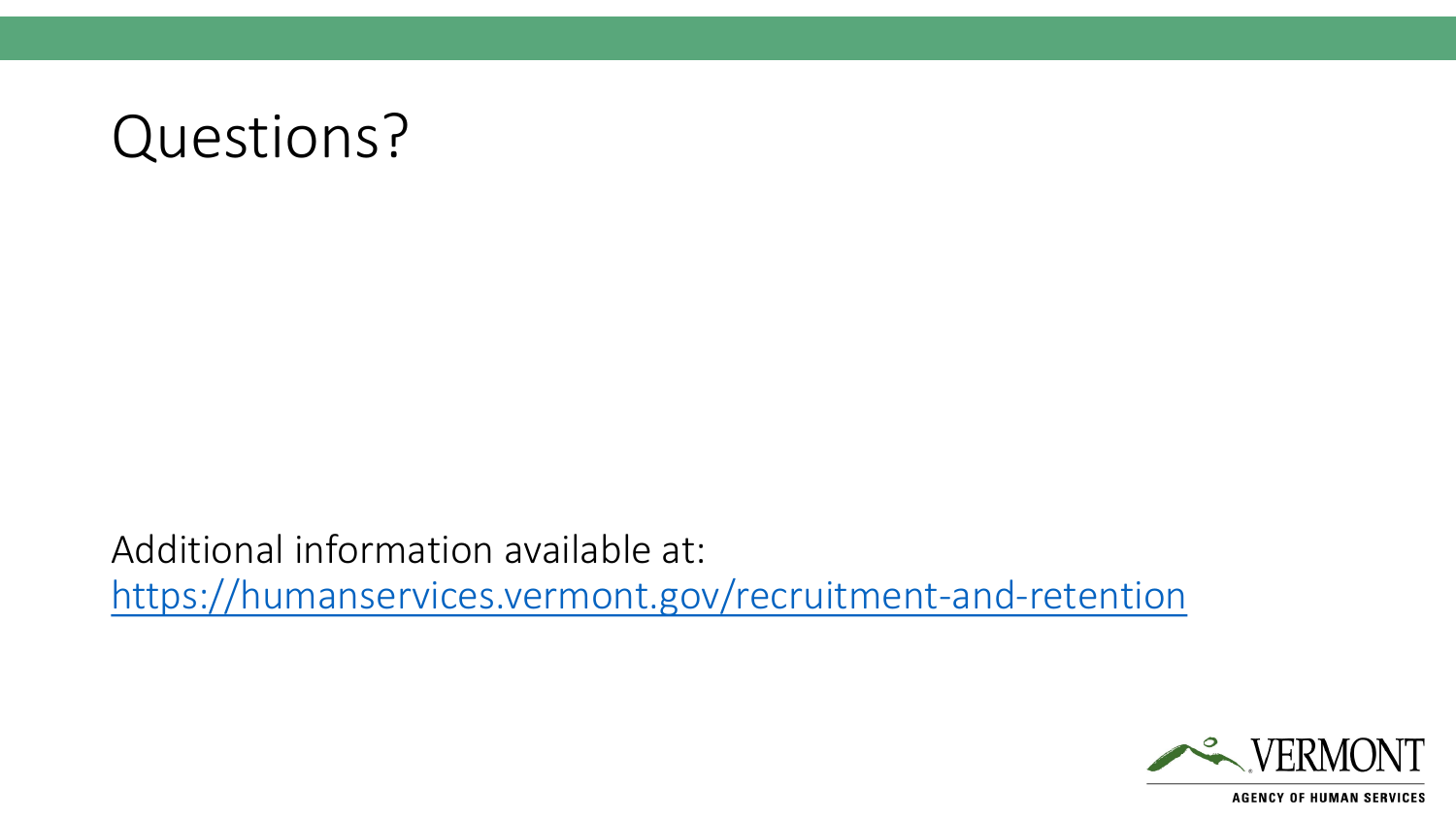# Questions?

Additional information available at:
[https://humanservices.vermont.gov/recruitment-and-retention](https://humanservices.vermont.gov/recruitment-and-retention)

VERMONT
AGENCY OF HUMAN SERVICES